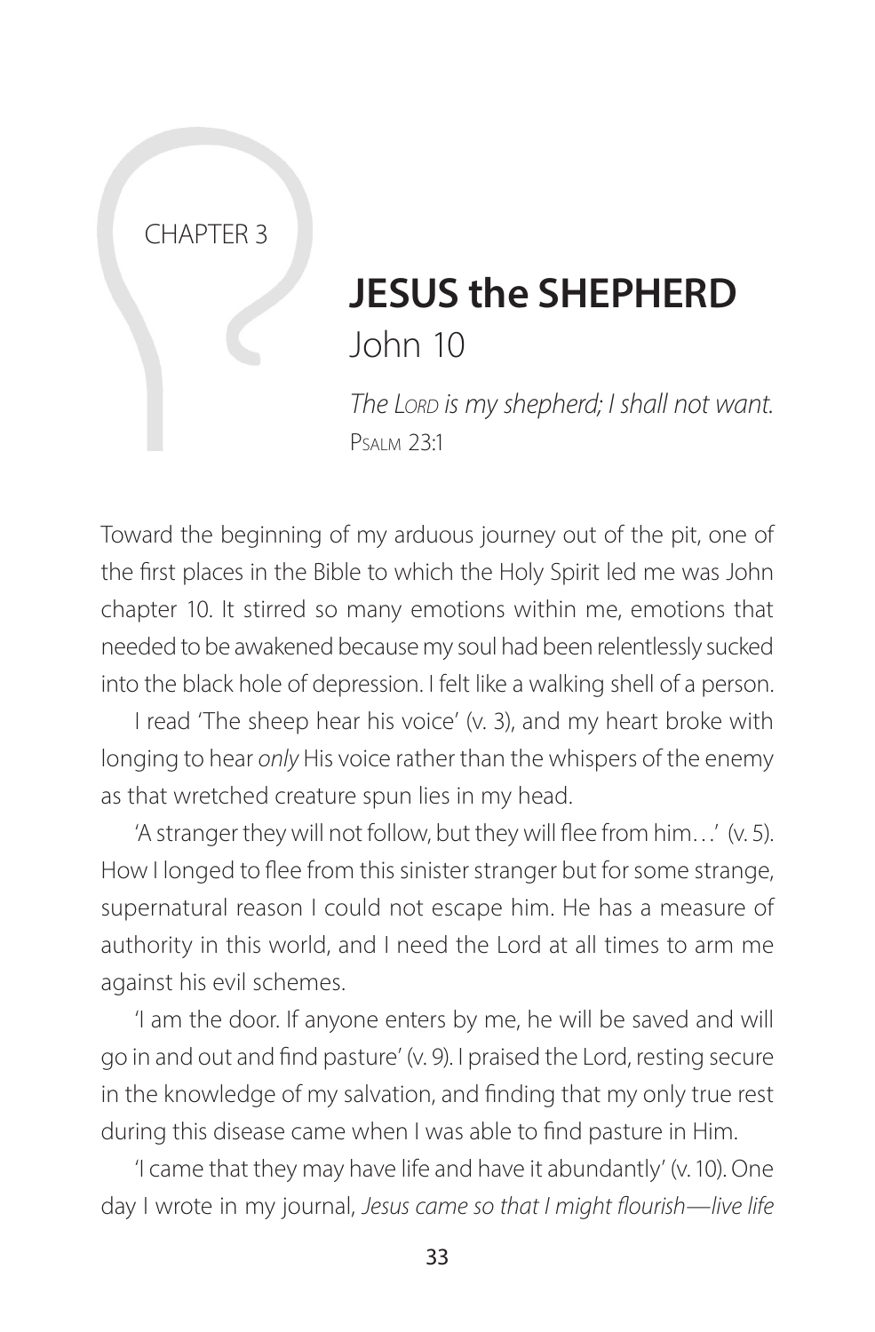CHAPTER 3

# JESUS the SHEPHERD

## John 10

*The Lord is my shepherd; I shall not want.*
Psalm 23:1

Toward the beginning of my arduous journey out of the pit, one of the first places in the Bible to which the Holy Spirit led me was John chapter 10. It stirred so many emotions within me, emotions that needed to be awakened because my soul had been relentlessly sucked into the black hole of depression. I felt like a walking shell of a person.

I read 'The sheep hear his voice' (v. 3), and my heart broke with longing to hear *only* His voice rather than the whispers of the enemy as that wretched creature spun lies in my head.

'A stranger they will not follow, but they will flee from him…' (v. 5). How I longed to flee from this sinister stranger but for some strange, supernatural reason I could not escape him. He has a measure of authority in this world, and I need the Lord at all times to arm me against his evil schemes.

'I am the door. If anyone enters by me, he will be saved and will go in and out and find pasture' (v. 9). I praised the Lord, resting secure in the knowledge of my salvation, and finding that my only true rest during this disease came when I was able to find pasture in Him.

'I came that they may have life and have it abundantly' (v. 10). One day I wrote in my journal, *Jesus came so that I might flourish—live life*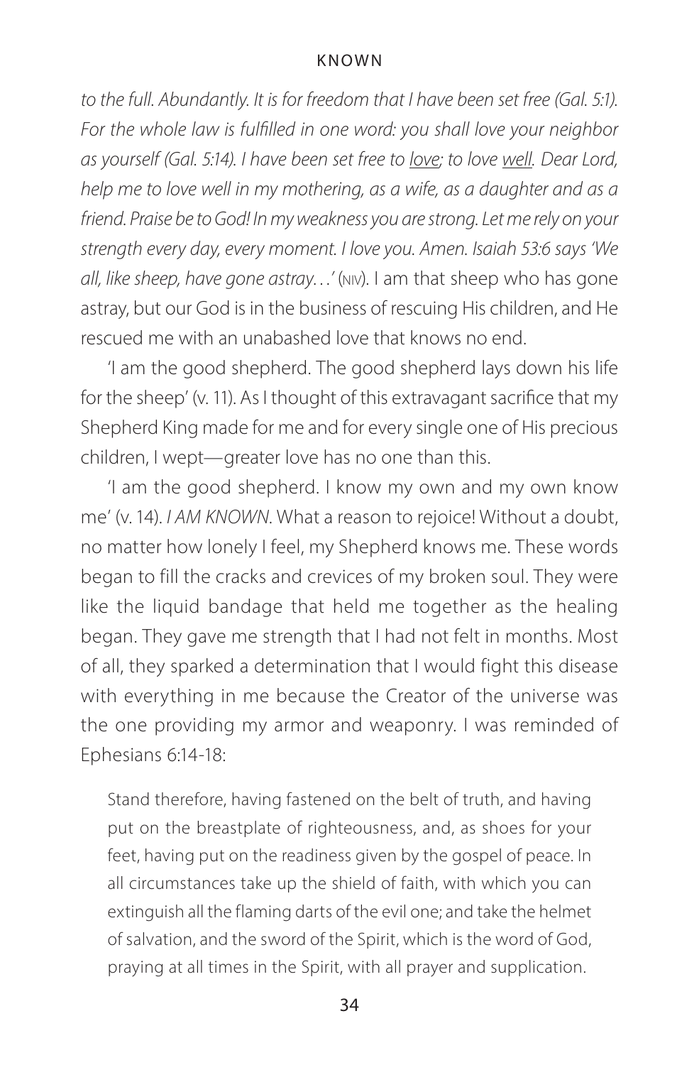*to the full. Abundantly. It is for freedom that I have been set free (Gal. 5:1). For the whole law is fulfilled in one word: you shall love your neighbor as yourself (Gal. 5:14). I have been set free to <u>love</u>; to love <u>well</u>. Dear Lord, help me to love well in my mothering, as a wife, as a daughter and as a friend. Praise be to God! In my weakness you are strong. Let me rely on your strength every day, every moment. I love you. Amen. Isaiah 53:6 says 'We all, like sheep, have gone astray…'* (NIV). I am that sheep who has gone astray, but our God is in the business of rescuing His children, and He rescued me with an unabashed love that knows no end.

'I am the good shepherd. The good shepherd lays down his life for the sheep' (v. 11). As I thought of this extravagant sacrifice that my Shepherd King made for me and for every single one of His precious children, I wept—greater love has no one than this.

'I am the good shepherd. I know my own and my own know me' (v. 14). *I AM KNOWN*. What a reason to rejoice! Without a doubt, no matter how lonely I feel, my Shepherd knows me. These words began to fill the cracks and crevices of my broken soul. They were like the liquid bandage that held me together as the healing began. They gave me strength that I had not felt in months. Most of all, they sparked a determination that I would fight this disease with everything in me because the Creator of the universe was the one providing my armor and weaponry. I was reminded of Ephesians 6:14-18:

> Stand therefore, having fastened on the belt of truth, and having put on the breastplate of righteousness, and, as shoes for your feet, having put on the readiness given by the gospel of peace. In all circumstances take up the shield of faith, with which you can extinguish all the flaming darts of the evil one; and take the helmet of salvation, and the sword of the Spirit, which is the word of God, praying at all times in the Spirit, with all prayer and supplication.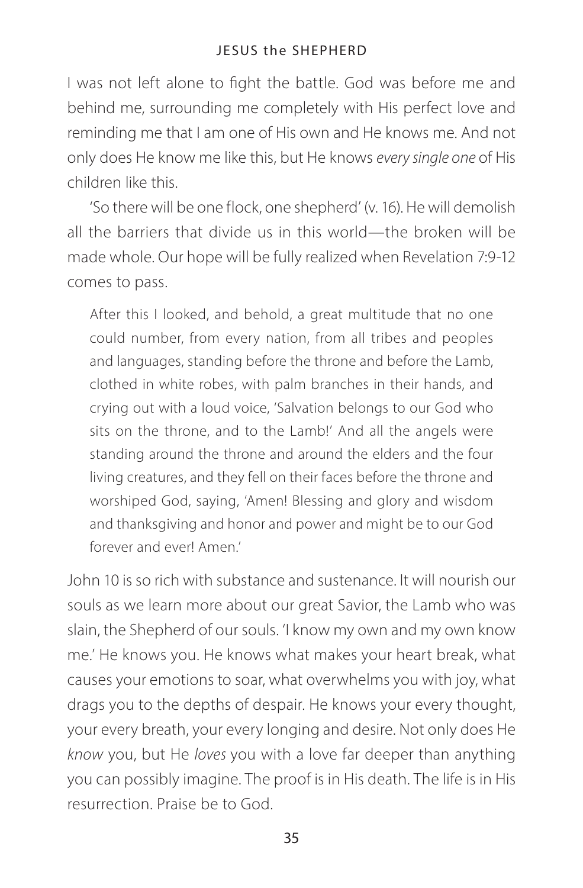I was not left alone to fight the battle. God was before me and behind me, surrounding me completely with His perfect love and reminding me that I am one of His own and He knows me. And not only does He know me like this, but He knows *every single one* of His children like this.

'So there will be one flock, one shepherd' (v. 16). He will demolish all the barriers that divide us in this world—the broken will be made whole. Our hope will be fully realized when Revelation 7:9-12 comes to pass.

> After this I looked, and behold, a great multitude that no one could number, from every nation, from all tribes and peoples and languages, standing before the throne and before the Lamb, clothed in white robes, with palm branches in their hands, and crying out with a loud voice, 'Salvation belongs to our God who sits on the throne, and to the Lamb!' And all the angels were standing around the throne and around the elders and the four living creatures, and they fell on their faces before the throne and worshiped God, saying, 'Amen! Blessing and glory and wisdom and thanksgiving and honor and power and might be to our God forever and ever! Amen.'

John 10 is so rich with substance and sustenance. It will nourish our souls as we learn more about our great Savior, the Lamb who was slain, the Shepherd of our souls. 'I know my own and my own know me.' He knows you. He knows what makes your heart break, what causes your emotions to soar, what overwhelms you with joy, what drags you to the depths of despair. He knows your every thought, your every breath, your every longing and desire. Not only does He *know* you, but He *loves* you with a love far deeper than anything you can possibly imagine. The proof is in His death. The life is in His resurrection. Praise be to God.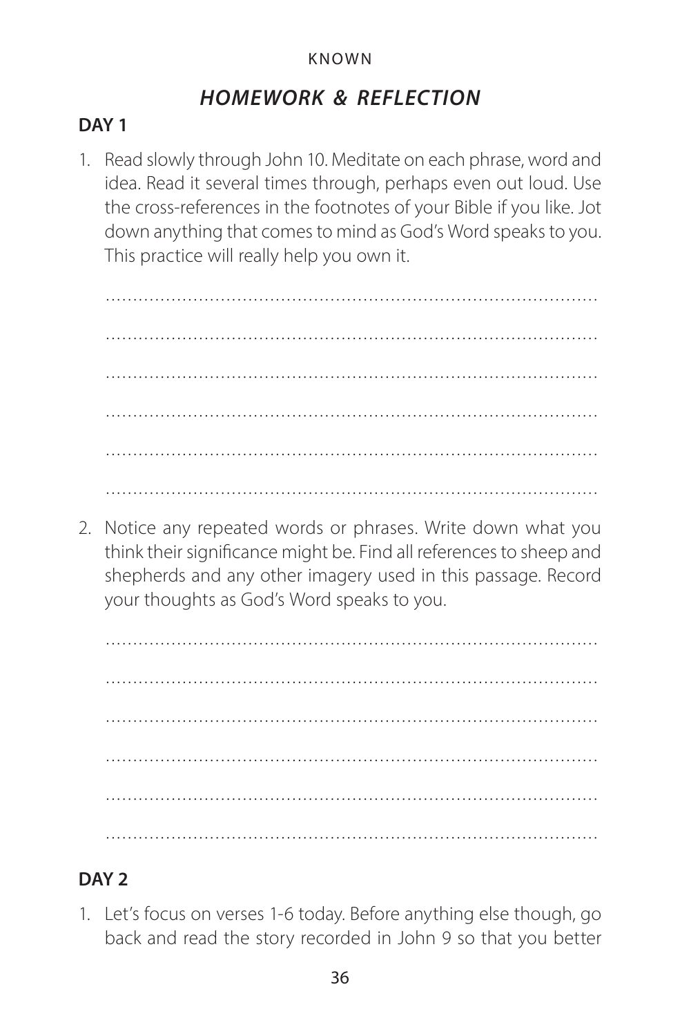## *HOMEWORK & REFLECTION*

### DAY 1

1. Read slowly through John 10. Meditate on each phrase, word and idea. Read it several times through, perhaps even out loud. Use the cross-references in the footnotes of your Bible if you like. Jot down anything that comes to mind as God's Word speaks to you. This practice will really help you own it.

   ……………………………………………………………………………………

   ……………………………………………………………………………………

   ……………………………………………………………………………………

   ……………………………………………………………………………………

   ……………………………………………………………………………………

   ……………………………………………………………………………………

2. Notice any repeated words or phrases. Write down what you think their significance might be. Find all references to sheep and shepherds and any other imagery used in this passage. Record your thoughts as God's Word speaks to you.

   ……………………………………………………………………………………

   ……………………………………………………………………………………

   ……………………………………………………………………………………

   ……………………………………………………………………………………

   ……………………………………………………………………………………

   ……………………………………………………………………………………

### DAY 2

1. Let's focus on verses 1-6 today. Before anything else though, go back and read the story recorded in John 9 so that you better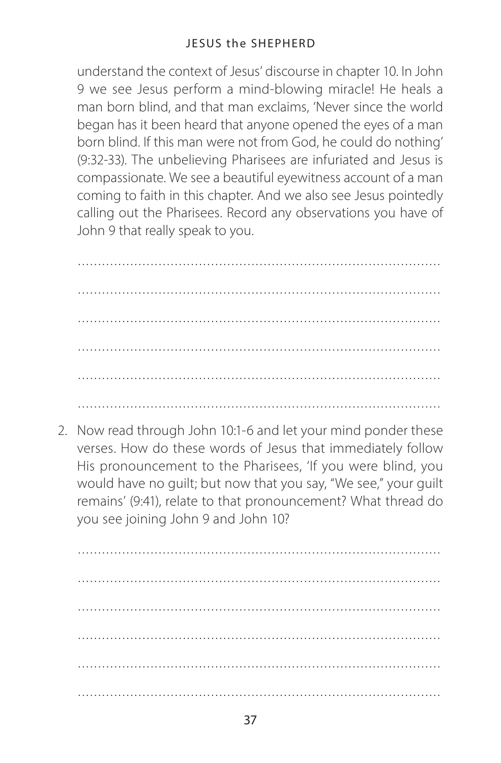understand the context of Jesus' discourse in chapter 10. In John 9 we see Jesus perform a mind-blowing miracle! He heals a man born blind, and that man exclaims, 'Never since the world began has it been heard that anyone opened the eyes of a man born blind. If this man were not from God, he could do nothing' (9:32-33). The unbelieving Pharisees are infuriated and Jesus is compassionate. We see a beautiful eyewitness account of a man coming to faith in this chapter. And we also see Jesus pointedly calling out the Pharisees. Record any observations you have of John 9 that really speak to you.

....................................................................................................

....................................................................................................

....................................................................................................

....................................................................................................

....................................................................................................

....................................................................................................

2. Now read through John 10:1-6 and let your mind ponder these verses. How do these words of Jesus that immediately follow His pronouncement to the Pharisees, 'If you were blind, you would have no guilt; but now that you say, "We see," your guilt remains' (9:41), relate to that pronouncement? What thread do you see joining John 9 and John 10?

....................................................................................................

....................................................................................................

....................................................................................................

....................................................................................................

....................................................................................................

....................................................................................................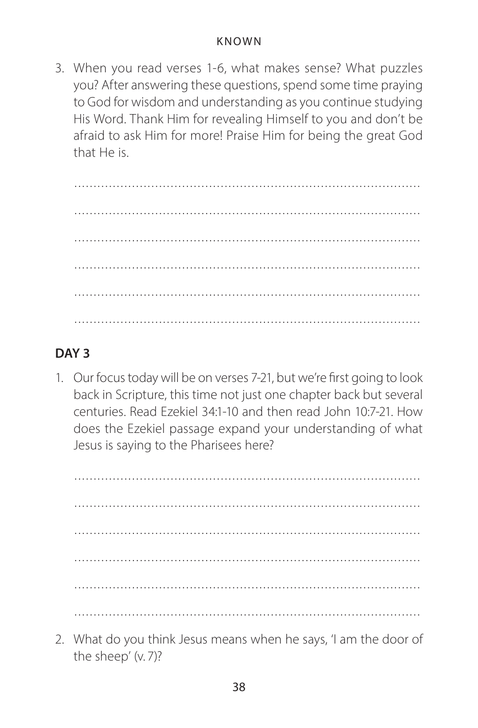3. When you read verses 1-6, what makes sense? What puzzles you? After answering these questions, spend some time praying to God for wisdom and understanding as you continue studying His Word. Thank Him for revealing Himself to you and don't be afraid to ask Him for more! Praise Him for being the great God that He is.

……………………………………………………………………………

……………………………………………………………………………

……………………………………………………………………………

……………………………………………………………………………

……………………………………………………………………………

……………………………………………………………………………

## DAY 3

1. Our focus today will be on verses 7-21, but we're first going to look back in Scripture, this time not just one chapter back but several centuries. Read Ezekiel 34:1-10 and then read John 10:7-21. How does the Ezekiel passage expand your understanding of what Jesus is saying to the Pharisees here?

……………………………………………………………………………

……………………………………………………………………………

……………………………………………………………………………

……………………………………………………………………………

……………………………………………………………………………

……………………………………………………………………………

2. What do you think Jesus means when he says, 'I am the door of the sheep' (v. 7)?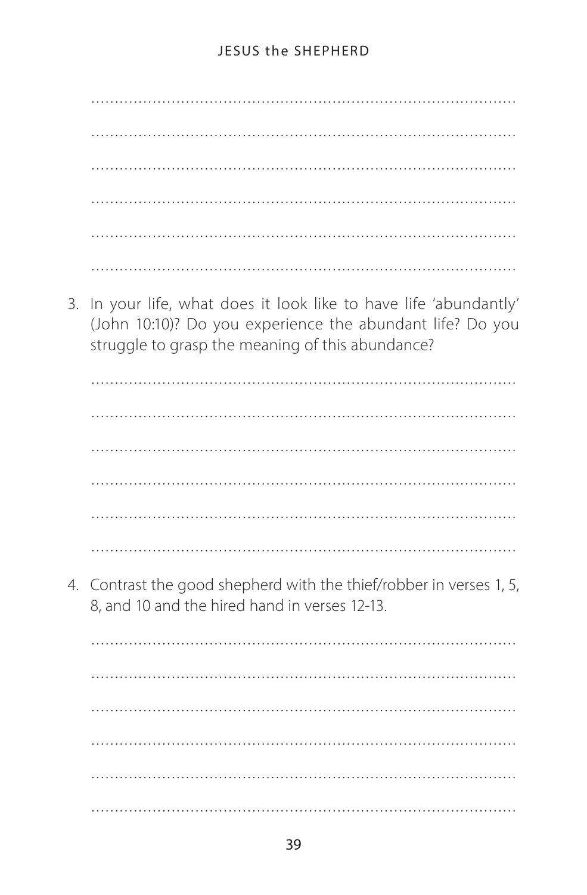……………………………………………………………………………………

……………………………………………………………………………………

……………………………………………………………………………………

……………………………………………………………………………………

……………………………………………………………………………………

……………………………………………………………………………………

3. In your life, what does it look like to have life 'abundantly' (John 10:10)? Do you experience the abundant life? Do you struggle to grasp the meaning of this abundance?

……………………………………………………………………………………

……………………………………………………………………………………

……………………………………………………………………………………

……………………………………………………………………………………

……………………………………………………………………………………

……………………………………………………………………………………

4. Contrast the good shepherd with the thief/robber in verses 1, 5, 8, and 10 and the hired hand in verses 12-13.

……………………………………………………………………………………

……………………………………………………………………………………

……………………………………………………………………………………

……………………………………………………………………………………

……………………………………………………………………………………

……………………………………………………………………………………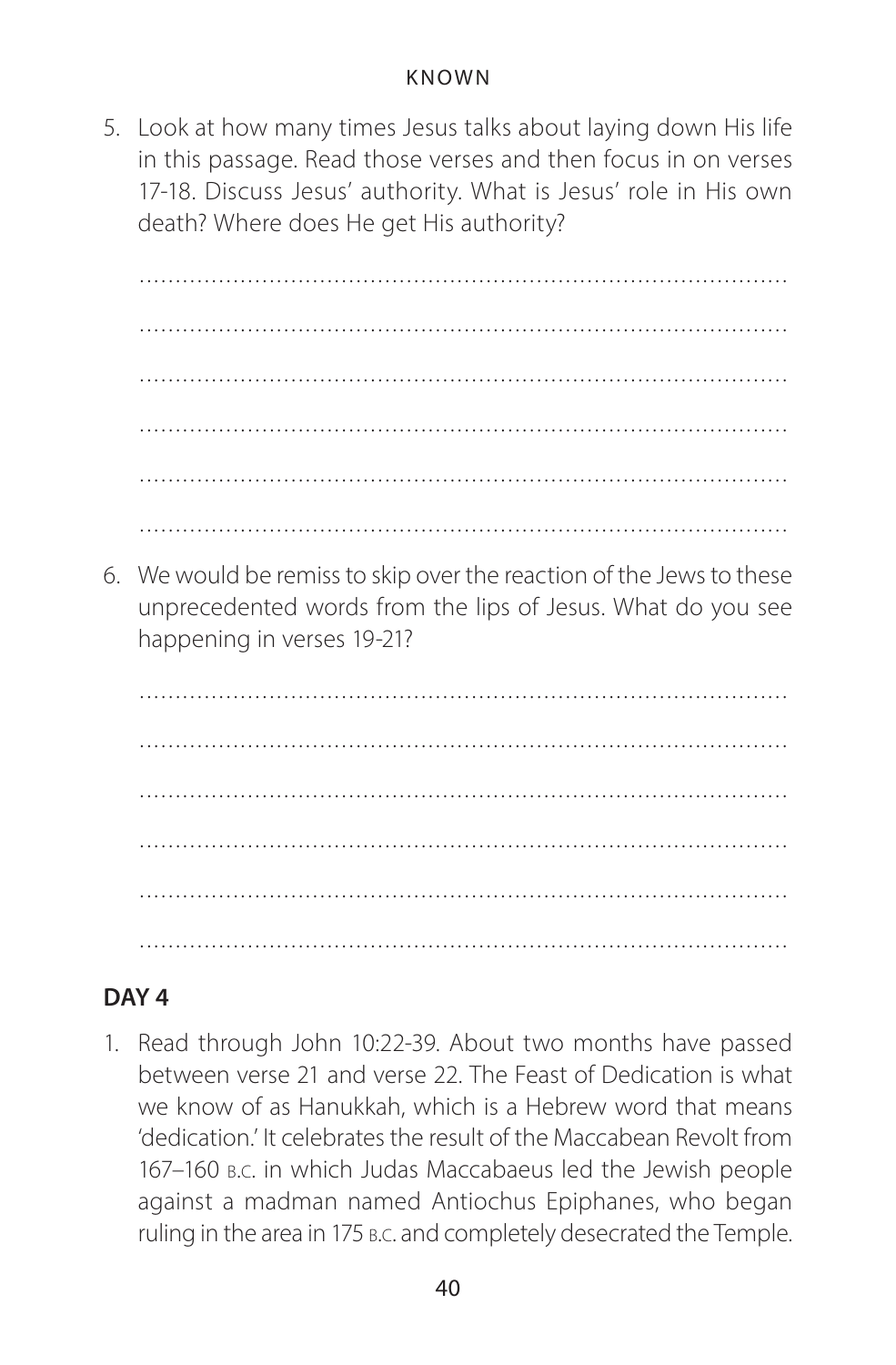5. Look at how many times Jesus talks about laying down His life in this passage. Read those verses and then focus in on verses 17-18. Discuss Jesus' authority. What is Jesus' role in His own death? Where does He get His authority?

   ………………………………………………………………………………

   ………………………………………………………………………………

   ………………………………………………………………………………

   ………………………………………………………………………………

   ………………………………………………………………………………

   ………………………………………………………………………………

6. We would be remiss to skip over the reaction of the Jews to these unprecedented words from the lips of Jesus. What do you see happening in verses 19-21?

   ………………………………………………………………………………

   ………………………………………………………………………………

   ………………………………………………………………………………

   ………………………………………………………………………………

   ………………………………………………………………………………

   ………………………………………………………………………………

## DAY 4

1. Read through John 10:22-39. About two months have passed between verse 21 and verse 22. The Feast of Dedication is what we know of as Hanukkah, which is a Hebrew word that means 'dedication.' It celebrates the result of the Maccabean Revolt from 167–160 B.C. in which Judas Maccabaeus led the Jewish people against a madman named Antiochus Epiphanes, who began ruling in the area in 175 B.C. and completely desecrated the Temple.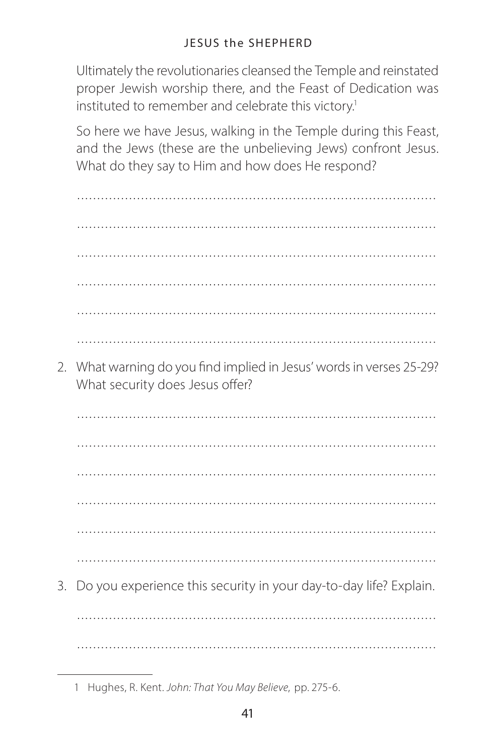Ultimately the revolutionaries cleansed the Temple and reinstated proper Jewish worship there, and the Feast of Dedication was instituted to remember and celebrate this victory.[1]

So here we have Jesus, walking in the Temple during this Feast, and the Jews (these are the unbelieving Jews) confront Jesus. What do they say to Him and how does He respond?

………………………………………………………………………………

………………………………………………………………………………

………………………………………………………………………………

………………………………………………………………………………

………………………………………………………………………………

………………………………………………………………………………

2. What warning do you find implied in Jesus' words in verses 25-29? What security does Jesus offer?

………………………………………………………………………………

………………………………………………………………………………

………………………………………………………………………………

………………………………………………………………………………

………………………………………………………………………………

………………………………………………………………………………

3. Do you experience this security in your day-to-day life? Explain.

………………………………………………………………………………

………………………………………………………………………………

---

1 Hughes, R. Kent. *John: That You May Believe*, pp. 275-6.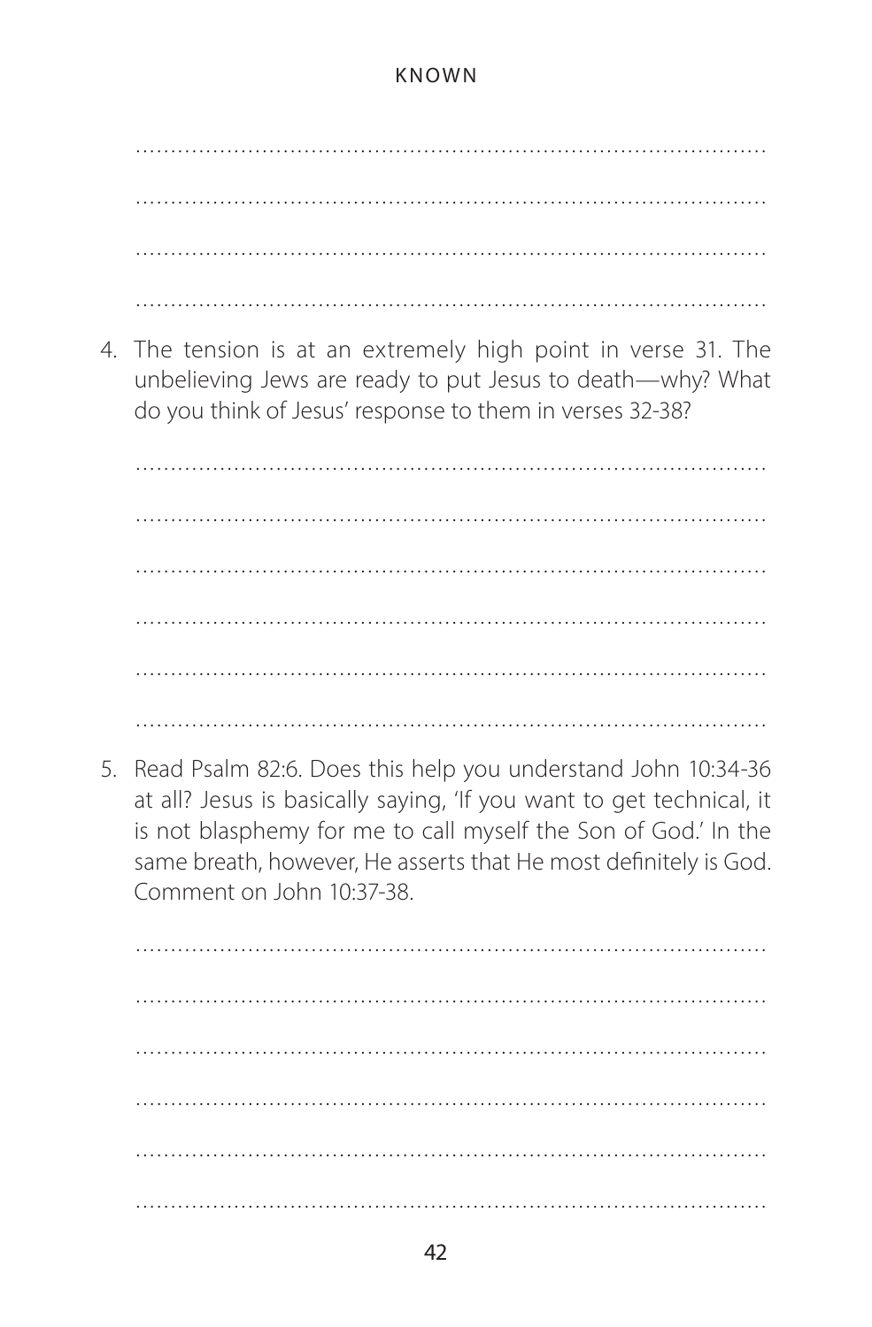4. The tension is at an extremely high point in verse 31. The unbelieving Jews are ready to put Jesus to death—why? What do you think of Jesus' response to them in verses 32-38?

5. Read Psalm 82:6. Does this help you understand John 10:34-36 at all? Jesus is basically saying, 'If you want to get technical, it is not blasphemy for me to call myself the Son of God.' In the same breath, however, He asserts that He most definitely is God. Comment on John 10:37-38.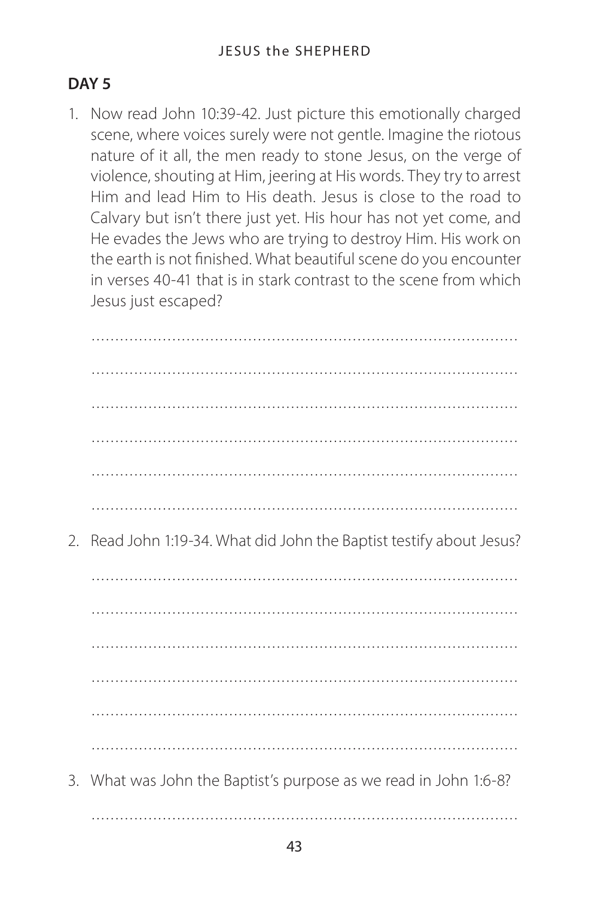## DAY 5

1. Now read John 10:39-42. Just picture this emotionally charged scene, where voices surely were not gentle. Imagine the riotous nature of it all, the men ready to stone Jesus, on the verge of violence, shouting at Him, jeering at His words. They try to arrest Him and lead Him to His death. Jesus is close to the road to Calvary but isn't there just yet. His hour has not yet come, and He evades the Jews who are trying to destroy Him. His work on the earth is not finished. What beautiful scene do you encounter in verses 40-41 that is in stark contrast to the scene from which Jesus just escaped?

....................................................................................

....................................................................................

....................................................................................

....................................................................................

....................................................................................

....................................................................................

2. Read John 1:19-34. What did John the Baptist testify about Jesus?

....................................................................................

....................................................................................

....................................................................................

....................................................................................

....................................................................................

....................................................................................

3. What was John the Baptist's purpose as we read in John 1:6-8?

....................................................................................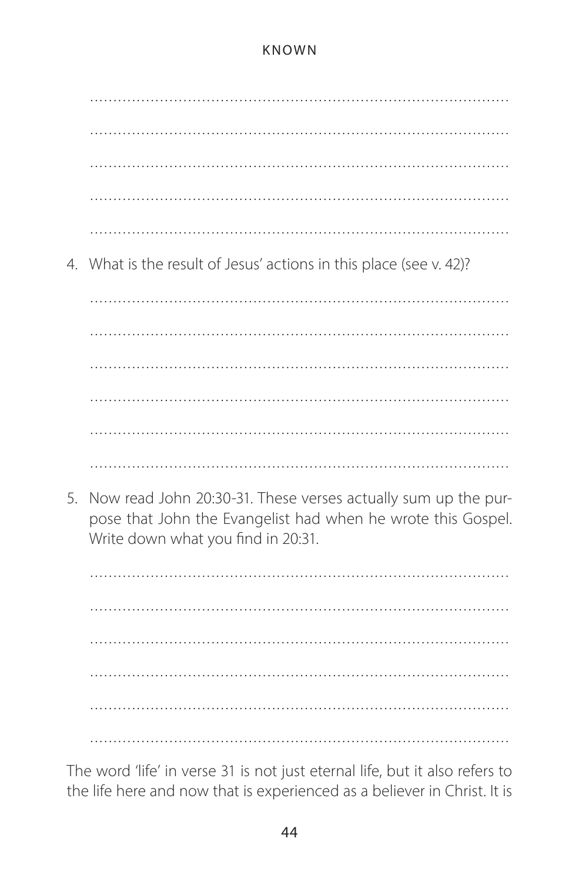……………………………………………………………………………………

……………………………………………………………………………………

……………………………………………………………………………………

……………………………………………………………………………………

……………………………………………………………………………………

4. What is the result of Jesus' actions in this place (see v. 42)?

   ……………………………………………………………………………………

   ……………………………………………………………………………………

   ……………………………………………………………………………………

   ……………………………………………………………………………………

   ……………………………………………………………………………………

   ……………………………………………………………………………………

5. Now read John 20:30-31. These verses actually sum up the purpose that John the Evangelist had when he wrote this Gospel. Write down what you find in 20:31.

   ……………………………………………………………………………………

   ……………………………………………………………………………………

   ……………………………………………………………………………………

   ……………………………………………………………………………………

   ……………………………………………………………………………………

   ……………………………………………………………………………………

The word 'life' in verse 31 is not just eternal life, but it also refers to the life here and now that is experienced as a believer in Christ. It is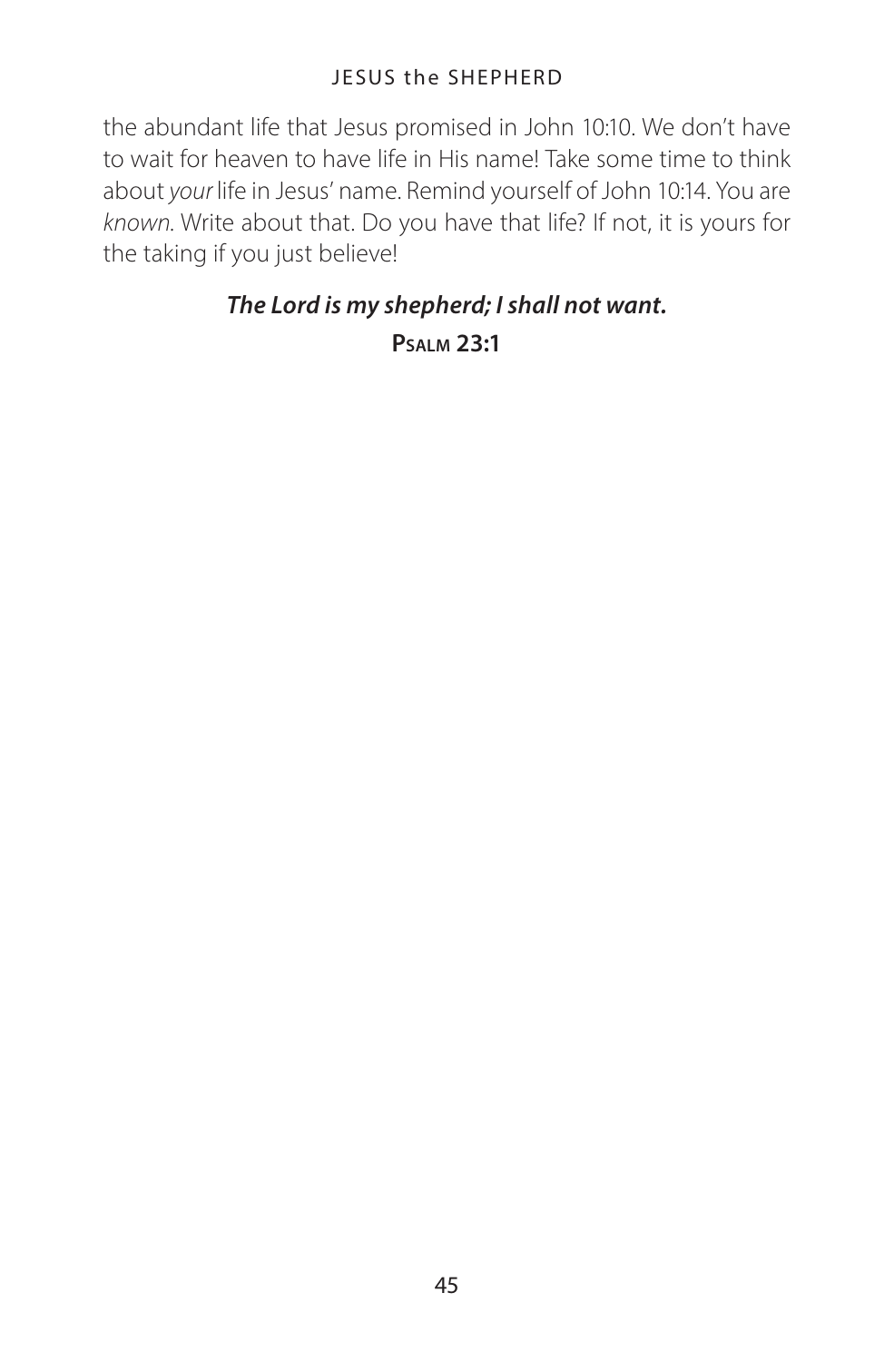the abundant life that Jesus promised in John 10:10. We don't have to wait for heaven to have life in His name! Take some time to think about *your* life in Jesus' name. Remind yourself of John 10:14. You are *known*. Write about that. Do you have that life? If not, it is yours for the taking if you just believe!

***The Lord is my shepherd; I shall not want.***

**Psalm 23:1**